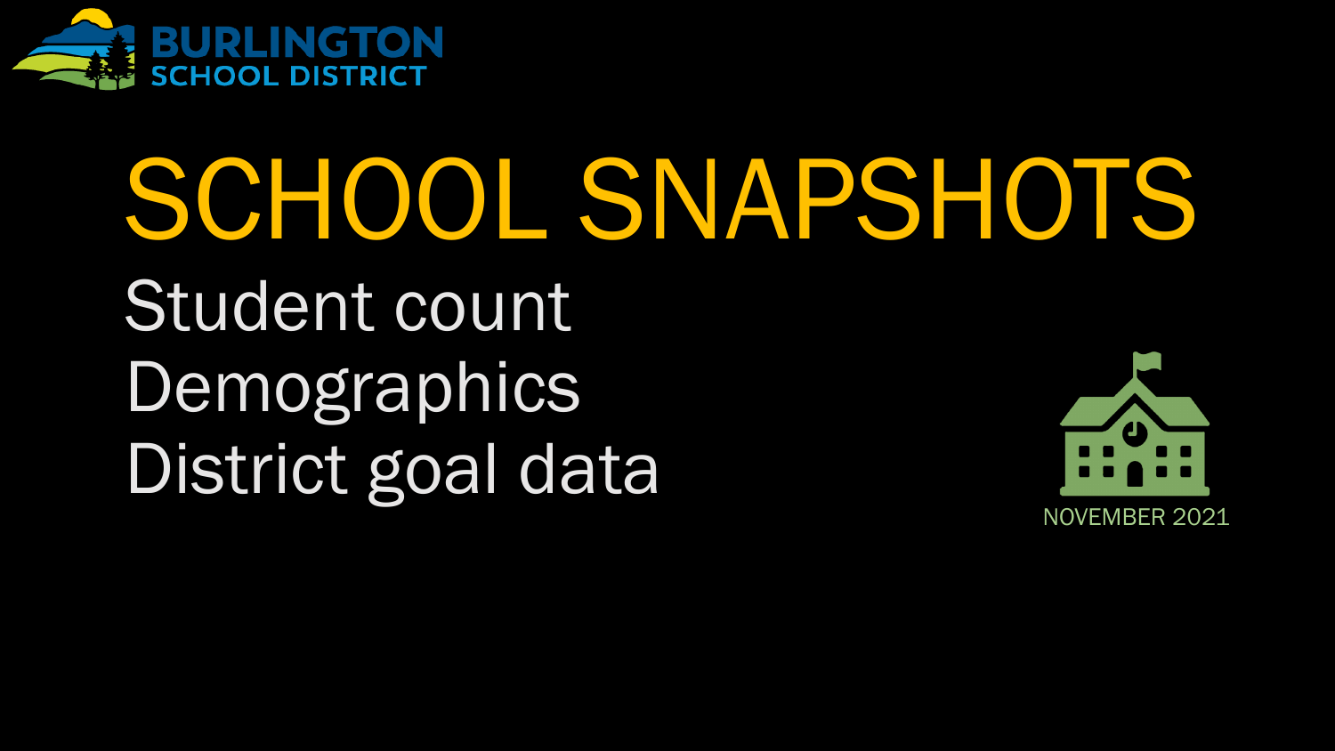BURLINGTON SCHOOL DISTRICT

# SCHOOL SNAPSHOTS

Student count
Demographics
District goal data

NOVEMBER 2021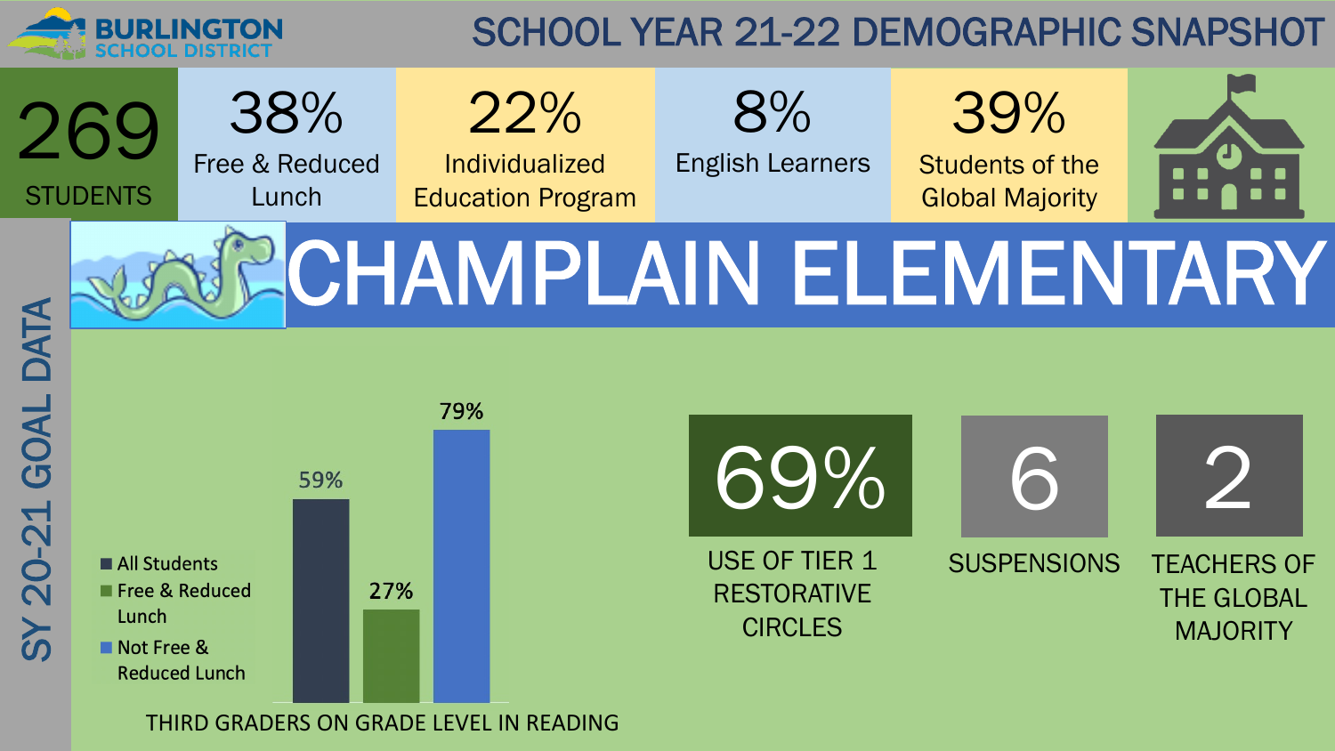# SCHOOL YEAR 21-22 DEMOGRAPHIC SNAPSHOT

BURLINGTON SCHOOL DISTRICT

| 269 | 38% | 22% | 8% | 39% |
| --- | --- | --- | --- | --- |
| STUDENTS | Free & Reduced Lunch | Individualized Education Program | English Learners | Students of the Global Majority |

# CHAMPLAIN ELEMENTARY

## SY 20-21 GOAL DATA

### THIRD GRADERS ON GRADE LEVEL IN READING

| Group | Percent |
| --- | --- |
| All Students | 59% |
| Free & Reduced Lunch | 27% |
| Not Free & Reduced Lunch | 79% |

| 69% | 6 | 2 |
| --- | --- | --- |
| USE OF TIER 1 RESTORATIVE CIRCLES | SUSPENSIONS | TEACHERS OF THE GLOBAL MAJORITY |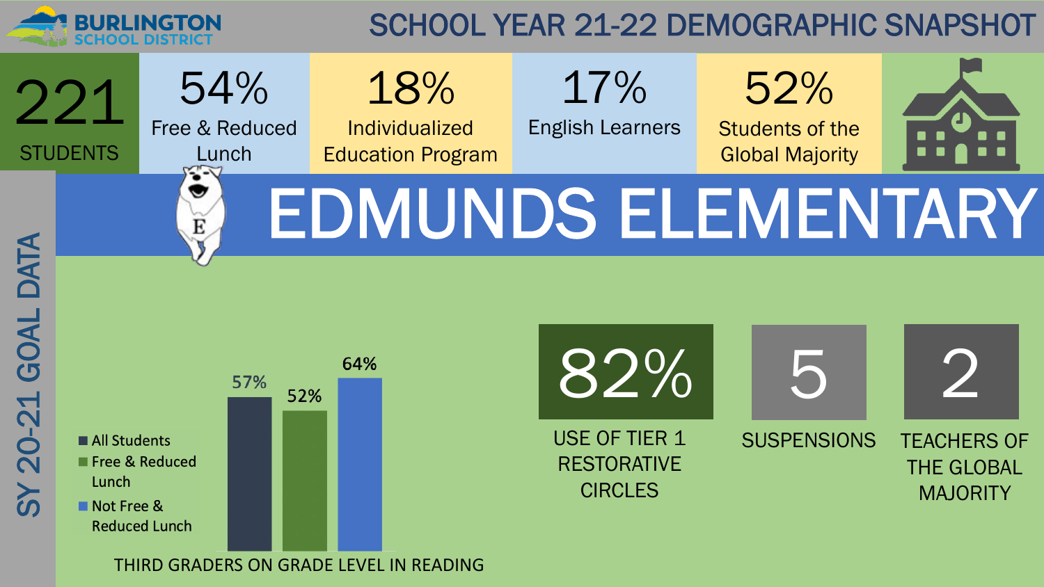# BURLINGTON SCHOOL DISTRICT

## SCHOOL YEAR 21-22 DEMOGRAPHIC SNAPSHOT

| 221 | 54% | 18% | 17% | 52% |
|---|---|---|---|---|
| STUDENTS | Free & Reduced Lunch | Individualized Education Program | English Learners | Students of the Global Majority |

# EDMUNDS ELEMENTARY

## SY 20-21 GOAL DATA

**THIRD GRADERS ON GRADE LEVEL IN READING**

| Group | Percent |
|---|---|
| All Students | 57% |
| Free & Reduced Lunch | 52% |
| Not Free & Reduced Lunch | 64% |

| 82% | 5 | 2 |
|---|---|---|
| USE OF TIER 1 RESTORATIVE CIRCLES | SUSPENSIONS | TEACHERS OF THE GLOBAL MAJORITY |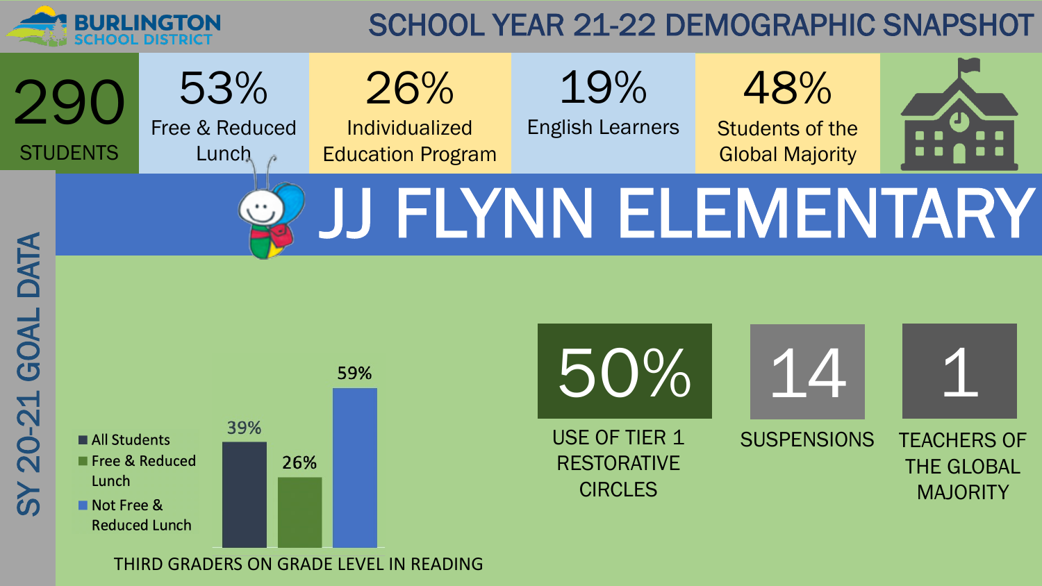**BURLINGTON SCHOOL DISTRICT**

# SCHOOL YEAR 21-22 DEMOGRAPHIC SNAPSHOT

| 290 | 53% | 26% | 19% | 48% |
| --- | --- | --- | --- | --- |
| STUDENTS | Free & Reduced Lunch | Individualized Education Program | English Learners | Students of the Global Majority |

# JJ FLYNN ELEMENTARY

## SY 20-21 GOAL DATA

**THIRD GRADERS ON GRADE LEVEL IN READING**

| Group | Percent |
| --- | --- |
| All Students | 39% |
| Free & Reduced Lunch | 26% |
| Not Free & Reduced Lunch | 59% |

| 50% | 14 | 1 |
| --- | --- | --- |
| USE OF TIER 1 RESTORATIVE CIRCLES | SUSPENSIONS | TEACHERS OF THE GLOBAL MAJORITY |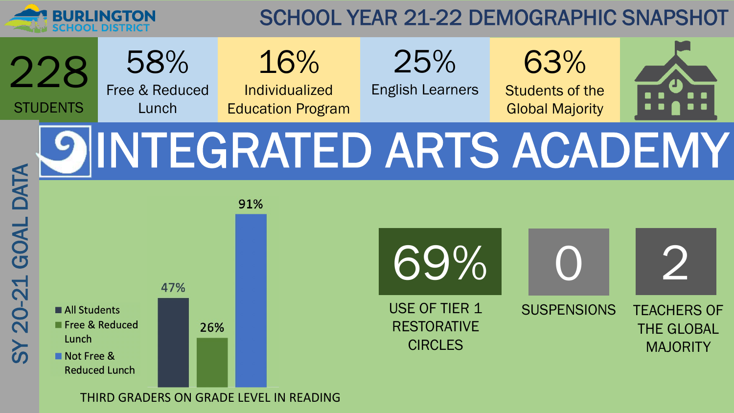# BURLINGTON SCHOOL DISTRICT

## SCHOOL YEAR 21-22 DEMOGRAPHIC SNAPSHOT

| 228 | 58% | 16% | 25% | 63% |
|---|---|---|---|---|
| STUDENTS | Free & Reduced Lunch | Individualized Education Program | English Learners | Students of the Global Majority |

# INTEGRATED ARTS ACADEMY

## SY 20-21 GOAL DATA

### THIRD GRADERS ON GRADE LEVEL IN READING

| Group | Percent |
|---|---|
| All Students | 47% |
| Free & Reduced Lunch | 26% |
| Not Free & Reduced Lunch | 91% |

| 69% | 0 | 2 |
|---|---|---|
| USE OF TIER 1 RESTORATIVE CIRCLES | SUSPENSIONS | TEACHERS OF THE GLOBAL MAJORITY |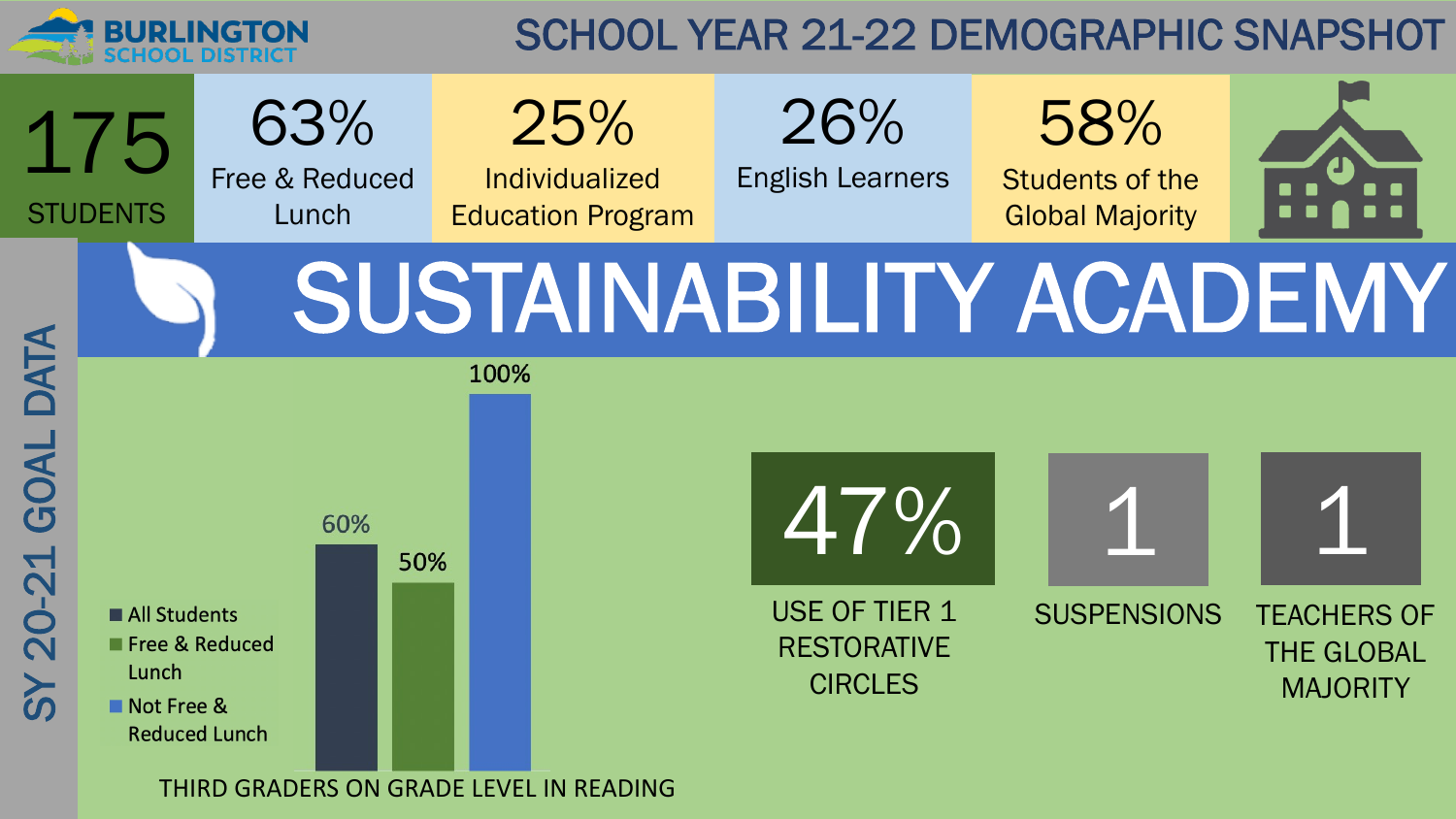# SCHOOL YEAR 21-22 DEMOGRAPHIC SNAPSHOT

Burlington School District

| 175 | 63% | 25% | 26% | 58% |
| --- | --- | --- | --- | --- |
| STUDENTS | Free & Reduced Lunch | Individualized Education Program | English Learners | Students of the Global Majority |

# SUSTAINABILITY ACADEMY

## SY 20-21 GOAL DATA

**THIRD GRADERS ON GRADE LEVEL IN READING**

| Group | Percent |
| --- | --- |
| All Students | 60% |
| Free & Reduced Lunch | 50% |
| Not Free & Reduced Lunch | 100% |

| 47% | 1 | 1 |
| --- | --- | --- |
| USE OF TIER 1 RESTORATIVE CIRCLES | SUSPENSIONS | TEACHERS OF THE GLOBAL MAJORITY |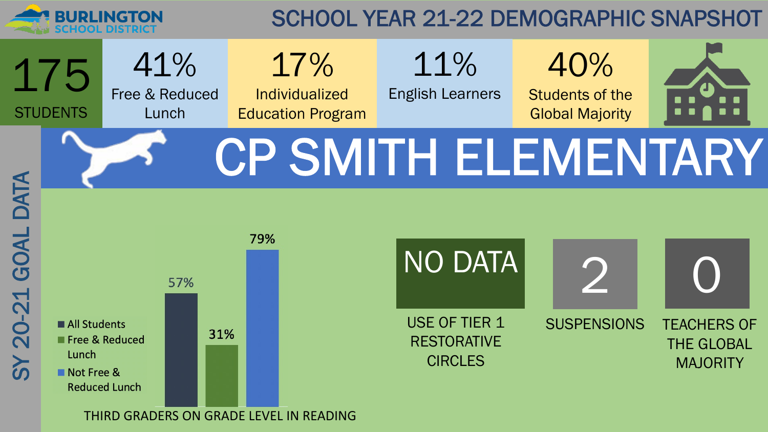BURLINGTON SCHOOL DISTRICT

# SCHOOL YEAR 21-22 DEMOGRAPHIC SNAPSHOT

| 175 STUDENTS | 41% Free & Reduced Lunch | 17% Individualized Education Program | 11% English Learners | 40% Students of the Global Majority |
|---|---|---|---|---|

# CP SMITH ELEMENTARY

## SY 20-21 GOAL DATA

**THIRD GRADERS ON GRADE LEVEL IN READING**

| Group | Percent |
|---|---|
| All Students | 57% |
| Free & Reduced Lunch | 31% |
| Not Free & Reduced Lunch | 79% |

| USE OF TIER 1 RESTORATIVE CIRCLES | SUSPENSIONS | TEACHERS OF THE GLOBAL MAJORITY |
|---|---|---|
| NO DATA | 2 | 0 |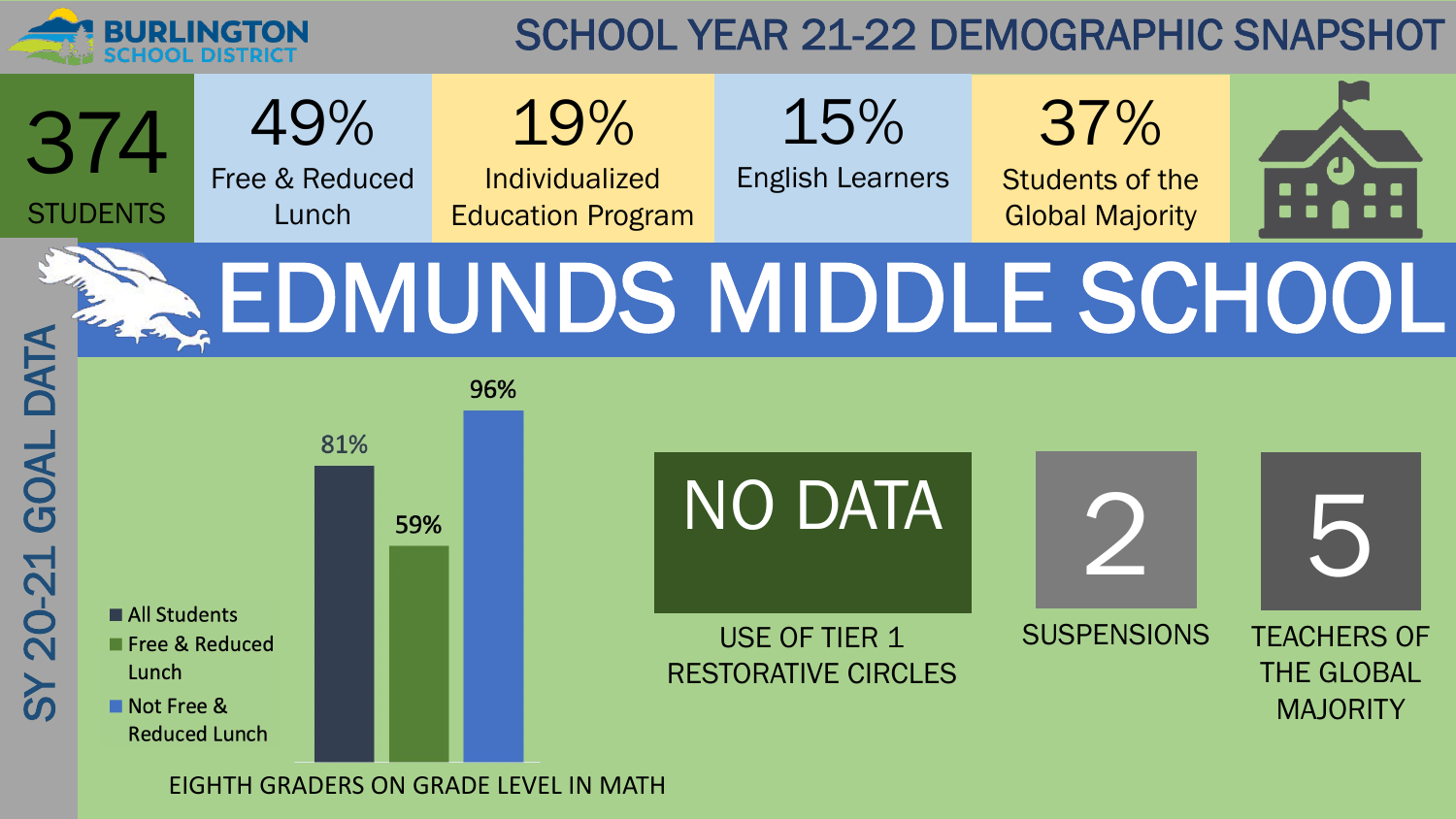# SCHOOL YEAR 21-22 DEMOGRAPHIC SNAPSHOT

BURLINGTON SCHOOL DISTRICT

| 374 | 49% | 19% | 15% | 37% |
|---|---|---|---|---|
| STUDENTS | Free & Reduced Lunch | Individualized Education Program | English Learners | Students of the Global Majority |

# EDMUNDS MIDDLE SCHOOL

## SY 20-21 GOAL DATA

**EIGHTH GRADERS ON GRADE LEVEL IN MATH**

| Group | Percent |
|---|---|
| All Students | 81% |
| Free & Reduced Lunch | 59% |
| Not Free & Reduced Lunch | 96% |

**NO DATA**
USE OF TIER 1 RESTORATIVE CIRCLES

**2**
SUSPENSIONS

**5**
TEACHERS OF THE GLOBAL MAJORITY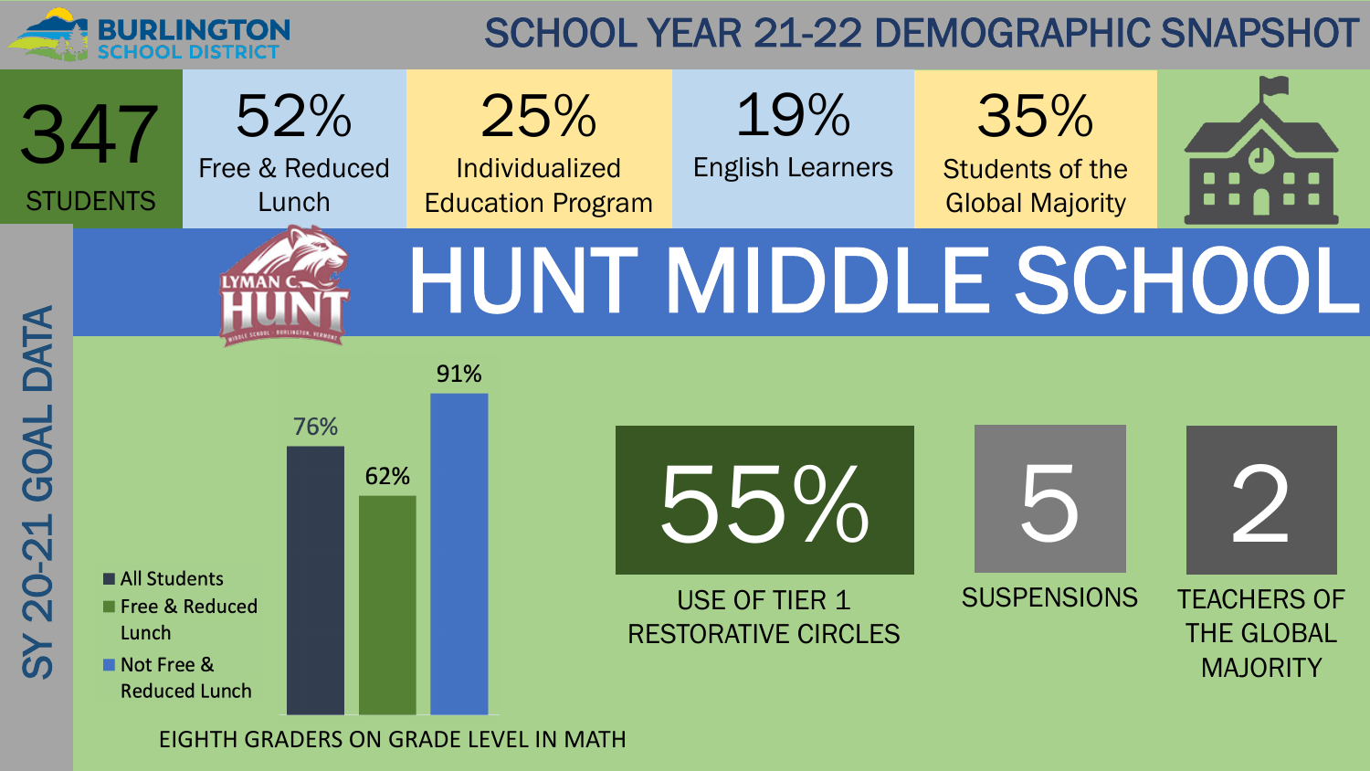# BURLINGTON SCHOOL DISTRICT

## SCHOOL YEAR 21-22 DEMOGRAPHIC SNAPSHOT

| 347 | 52% | 25% | 19% | 35% |
| --- | --- | --- | --- | --- |
| STUDENTS | Free & Reduced Lunch | Individualized Education Program | English Learners | Students of the Global Majority |

# HUNT MIDDLE SCHOOL

## SY 20-21 GOAL DATA

**EIGHTH GRADERS ON GRADE LEVEL IN MATH**

| Group | Percent |
| --- | --- |
| All Students | 76% |
| Free & Reduced Lunch | 62% |
| Not Free & Reduced Lunch | 91% |

**55%** USE OF TIER 1 RESTORATIVE CIRCLES

**5** SUSPENSIONS

**2** TEACHERS OF THE GLOBAL MAJORITY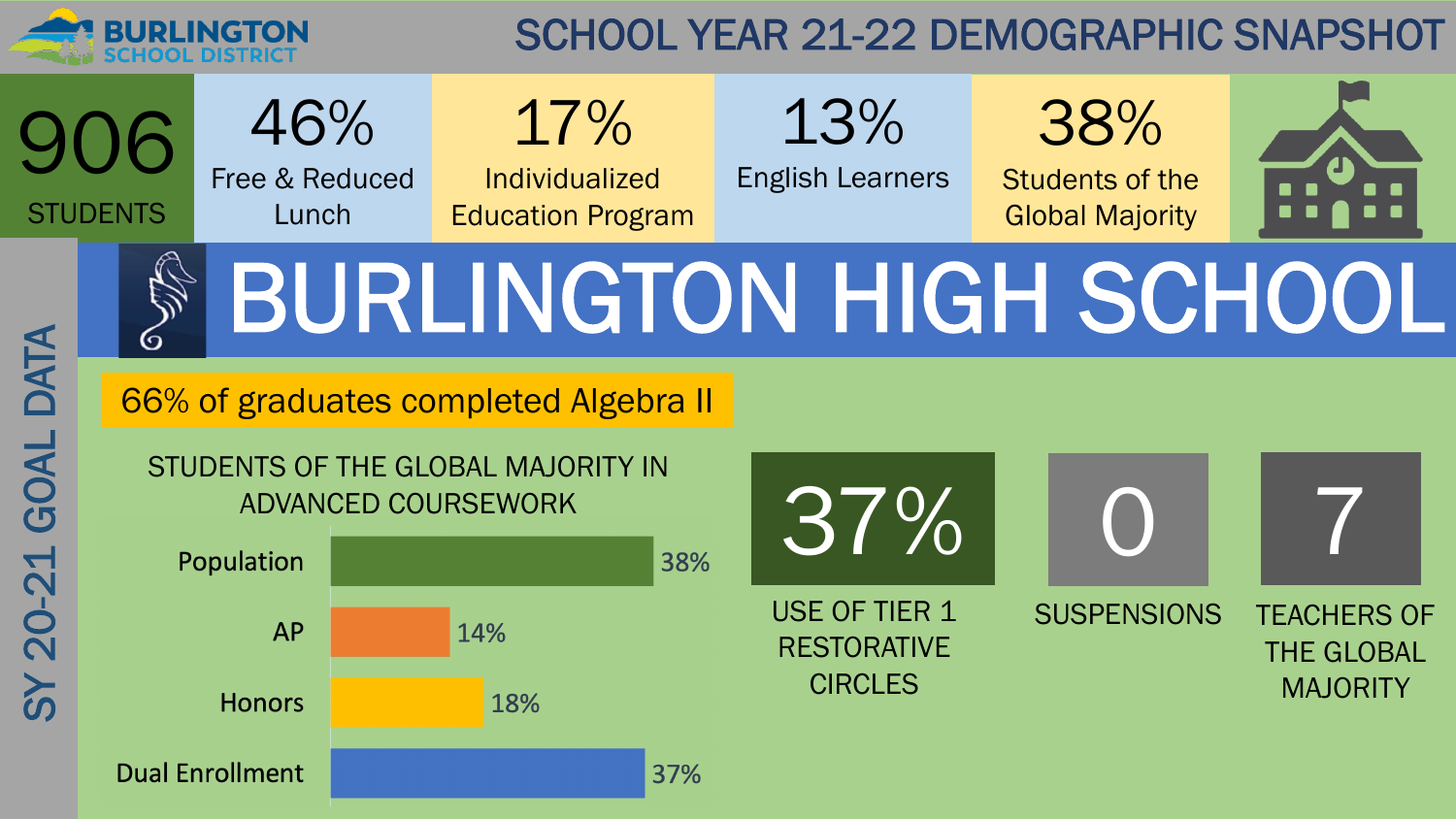# BURLINGTON SCHOOL DISTRICT

## SCHOOL YEAR 21-22 DEMOGRAPHIC SNAPSHOT

**906** STUDENTS

**46%** Free & Reduced Lunch

**17%** Individualized Education Program

**13%** English Learners

**38%** Students of the Global Majority

# BURLINGTON HIGH SCHOOL

## SY 20-21 GOAL DATA

66% of graduates completed Algebra II

### STUDENTS OF THE GLOBAL MAJORITY IN ADVANCED COURSEWORK

Population 38%

AP 14%

Honors 18%

Dual Enrollment 37%

**37%** USE OF TIER 1 RESTORATIVE CIRCLES

**0** SUSPENSIONS

**7** TEACHERS OF THE GLOBAL MAJORITY